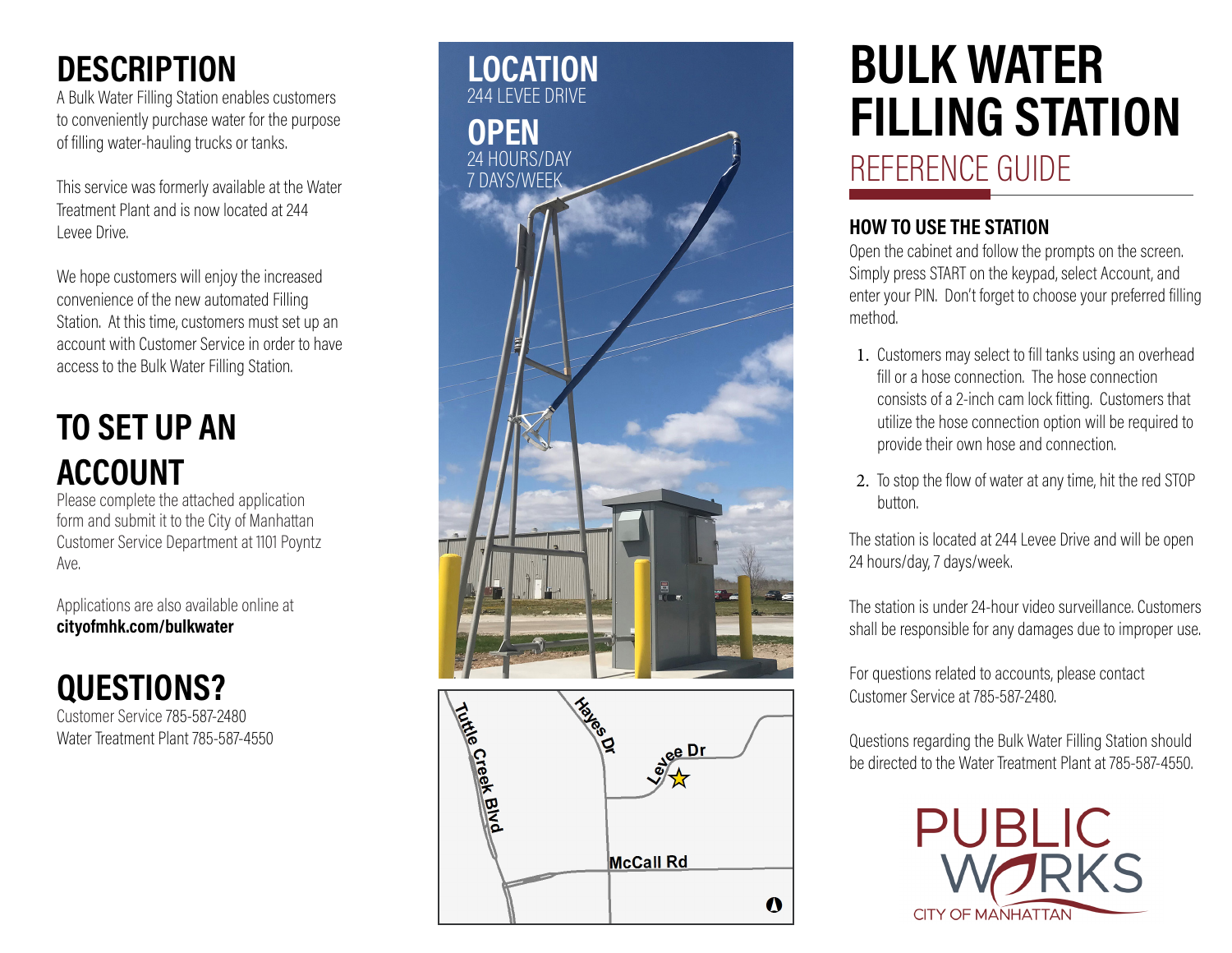## DESCRIPTION

A Bulk Water Filling Station enables customers to conveniently purchase water for the purpose of filling water-hauling trucks or tanks.

This service was formerly available at the Water Treatment Plant and is now located at 244 Levee Drive.

We hope customers will enjoy the increased convenience of the new automated Filling Station. At this time, customers must set up an account with Customer Service in order to have access to the Bulk Water Filling Station.

## TO SET UP AN ACCOUNT

Please complete the attached application form and submit it to the City of Manhattan Customer Service Department at 1101 Poyntz Ave.

Applications are also available online at **cityofmhk.com/bulkwater**

## QUESTIONS?

Customer Service 785-587-2480
Water Treatment Plant 785-587-4550

## LOCATION

244 LEVEE DRIVE

## OPEN

24 HOURS/DAY
7 DAYS/WEEK

Tuttle Creek Blvd
Hayes Dr
Levee Dr
McCall Rd

# BULK WATER FILLING STATION

## REFERENCE GUIDE

### HOW TO USE THE STATION

Open the cabinet and follow the prompts on the screen. Simply press START on the keypad, select Account, and enter your PIN. Don't forget to choose your preferred filling method.

1. Customers may select to fill tanks using an overhead fill or a hose connection. The hose connection consists of a 2-inch cam lock fitting. Customers that utilize the hose connection option will be required to provide their own hose and connection.
2. To stop the flow of water at any time, hit the red STOP button.

The station is located at 244 Levee Drive and will be open 24 hours/day, 7 days/week.

The station is under 24-hour video surveillance. Customers shall be responsible for any damages due to improper use.

For questions related to accounts, please contact Customer Service at 785-587-2480.

Questions regarding the Bulk Water Filling Station should be directed to the Water Treatment Plant at 785-587-4550.

PUBLIC WORKS
CITY OF MANHATTAN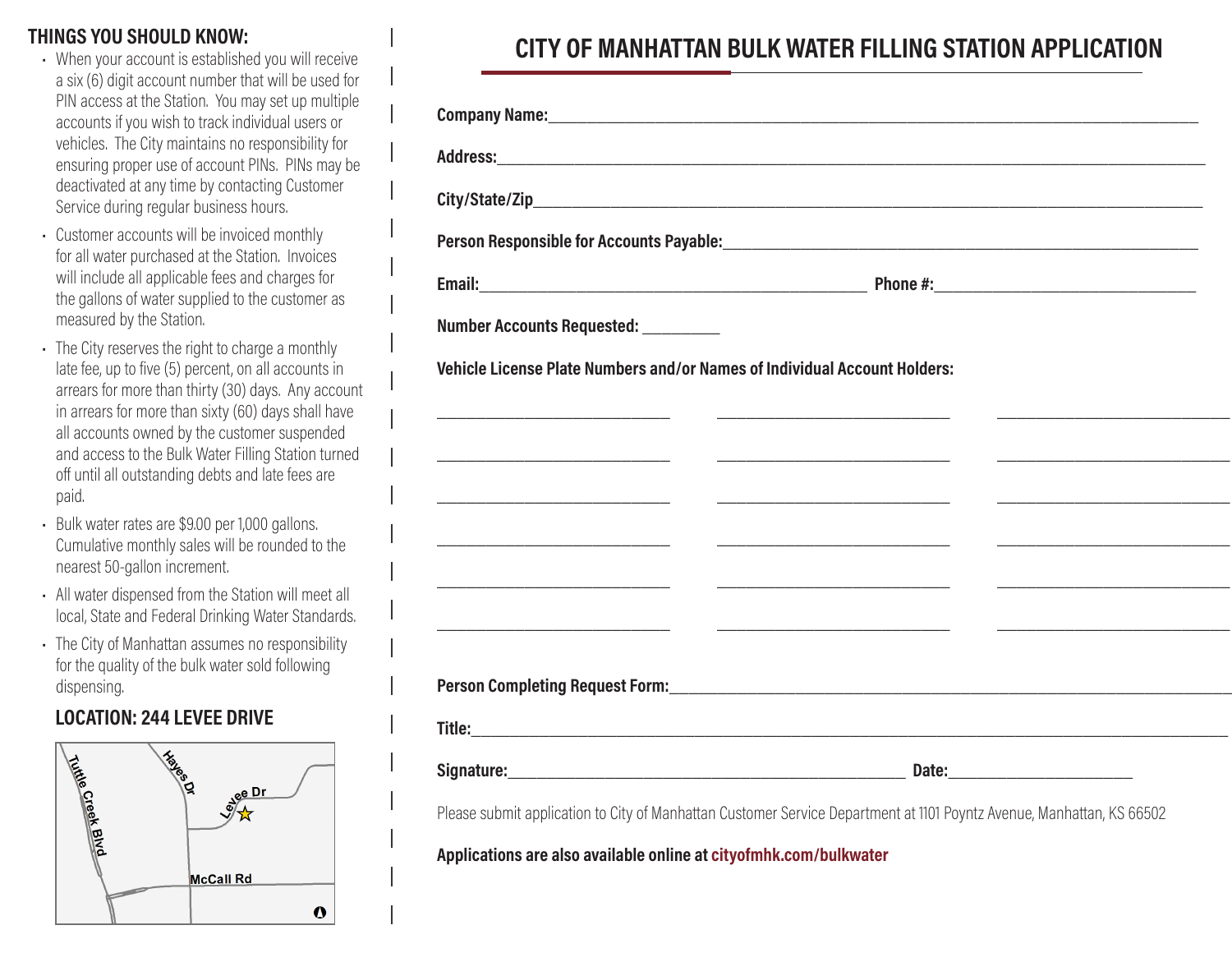## THINGS YOU SHOULD KNOW:

- When your account is established you will receive a six (6) digit account number that will be used for PIN access at the Station. You may set up multiple accounts if you wish to track individual users or vehicles. The City maintains no responsibility for ensuring proper use of account PINs. PINs may be deactivated at any time by contacting Customer Service during regular business hours.
- Customer accounts will be invoiced monthly for all water purchased at the Station. Invoices will include all applicable fees and charges for the gallons of water supplied to the customer as measured by the Station.
- The City reserves the right to charge a monthly late fee, up to five (5) percent, on all accounts in arrears for more than thirty (30) days. Any account in arrears for more than sixty (60) days shall have all accounts owned by the customer suspended and access to the Bulk Water Filling Station turned off until all outstanding debts and late fees are paid.
- Bulk water rates are $9.00 per 1,000 gallons. Cumulative monthly sales will be rounded to the nearest 50-gallon increment.
- All water dispensed from the Station will meet all local, State and Federal Drinking Water Standards.
- The City of Manhattan assumes no responsibility for the quality of the bulk water sold following dispensing.

### LOCATION: 244 LEVEE DRIVE

Tuttle Creek Blvd
Hayes Dr
Levee Dr
McCall Rd

# CITY OF MANHATTAN BULK WATER FILLING STATION APPLICATION

**Company Name:**\_\_\_\_\_\_\_\_\_\_\_\_\_\_\_\_\_\_\_\_\_\_\_\_\_\_\_\_\_\_\_\_\_\_\_\_\_\_\_\_\_\_\_\_\_\_\_\_

**Address:**\_\_\_\_\_\_\_\_\_\_\_\_\_\_\_\_\_\_\_\_\_\_\_\_\_\_\_\_\_\_\_\_\_\_\_\_\_\_\_\_\_\_\_\_\_\_\_\_\_\_\_\_\_

**City/State/Zip**\_\_\_\_\_\_\_\_\_\_\_\_\_\_\_\_\_\_\_\_\_\_\_\_\_\_\_\_\_\_\_\_\_\_\_\_\_\_\_\_\_\_\_\_\_\_\_\_\_

**Person Responsible for Accounts Payable:**\_\_\_\_\_\_\_\_\_\_\_\_\_\_\_\_\_\_\_\_\_\_\_\_\_\_\_\_\_\_\_\_\_\_

**Email:**\_\_\_\_\_\_\_\_\_\_\_\_\_\_\_\_\_\_\_\_\_\_\_\_\_\_\_\_\_\_ **Phone #:**\_\_\_\_\_\_\_\_\_\_\_\_\_\_\_\_\_\_\_\_

**Number Accounts Requested:** \_\_\_\_\_\_\_\_\_

**Vehicle License Plate Numbers and/or Names of Individual Account Holders:**

| | | |
|---|---|---|
| \_\_\_\_\_\_\_\_\_\_\_\_\_\_\_\_ | \_\_\_\_\_\_\_\_\_\_\_\_\_\_\_\_ | \_\_\_\_\_\_\_\_\_\_\_\_\_\_\_\_ |
| \_\_\_\_\_\_\_\_\_\_\_\_\_\_\_\_ | \_\_\_\_\_\_\_\_\_\_\_\_\_\_\_\_ | \_\_\_\_\_\_\_\_\_\_\_\_\_\_\_\_ |
| \_\_\_\_\_\_\_\_\_\_\_\_\_\_\_\_ | \_\_\_\_\_\_\_\_\_\_\_\_\_\_\_\_ | \_\_\_\_\_\_\_\_\_\_\_\_\_\_\_\_ |
| \_\_\_\_\_\_\_\_\_\_\_\_\_\_\_\_ | \_\_\_\_\_\_\_\_\_\_\_\_\_\_\_\_ | \_\_\_\_\_\_\_\_\_\_\_\_\_\_\_\_ |
| \_\_\_\_\_\_\_\_\_\_\_\_\_\_\_\_ | \_\_\_\_\_\_\_\_\_\_\_\_\_\_\_\_ | \_\_\_\_\_\_\_\_\_\_\_\_\_\_\_\_ |
| \_\_\_\_\_\_\_\_\_\_\_\_\_\_\_\_ | \_\_\_\_\_\_\_\_\_\_\_\_\_\_\_\_ | \_\_\_\_\_\_\_\_\_\_\_\_\_\_\_\_ |

**Person Completing Request Form:**\_\_\_\_\_\_\_\_\_\_\_\_\_\_\_\_\_\_\_\_\_\_\_\_\_\_\_\_\_\_\_\_\_\_\_\_\_

**Title:**\_\_\_\_\_\_\_\_\_\_\_\_\_\_\_\_\_\_\_\_\_\_\_\_\_\_\_\_\_\_\_\_\_\_\_\_\_\_\_\_\_\_\_\_\_\_\_\_\_\_\_\_\_\_\_

**Signature:**\_\_\_\_\_\_\_\_\_\_\_\_\_\_\_\_\_\_\_\_\_\_\_\_\_\_\_\_\_\_\_ **Date:**\_\_\_\_\_\_\_\_\_\_\_\_\_\_

Please submit application to City of Manhattan Customer Service Department at 1101 Poyntz Avenue, Manhattan, KS 66502

**Applications are also available online at cityofmhk.com/bulkwater**